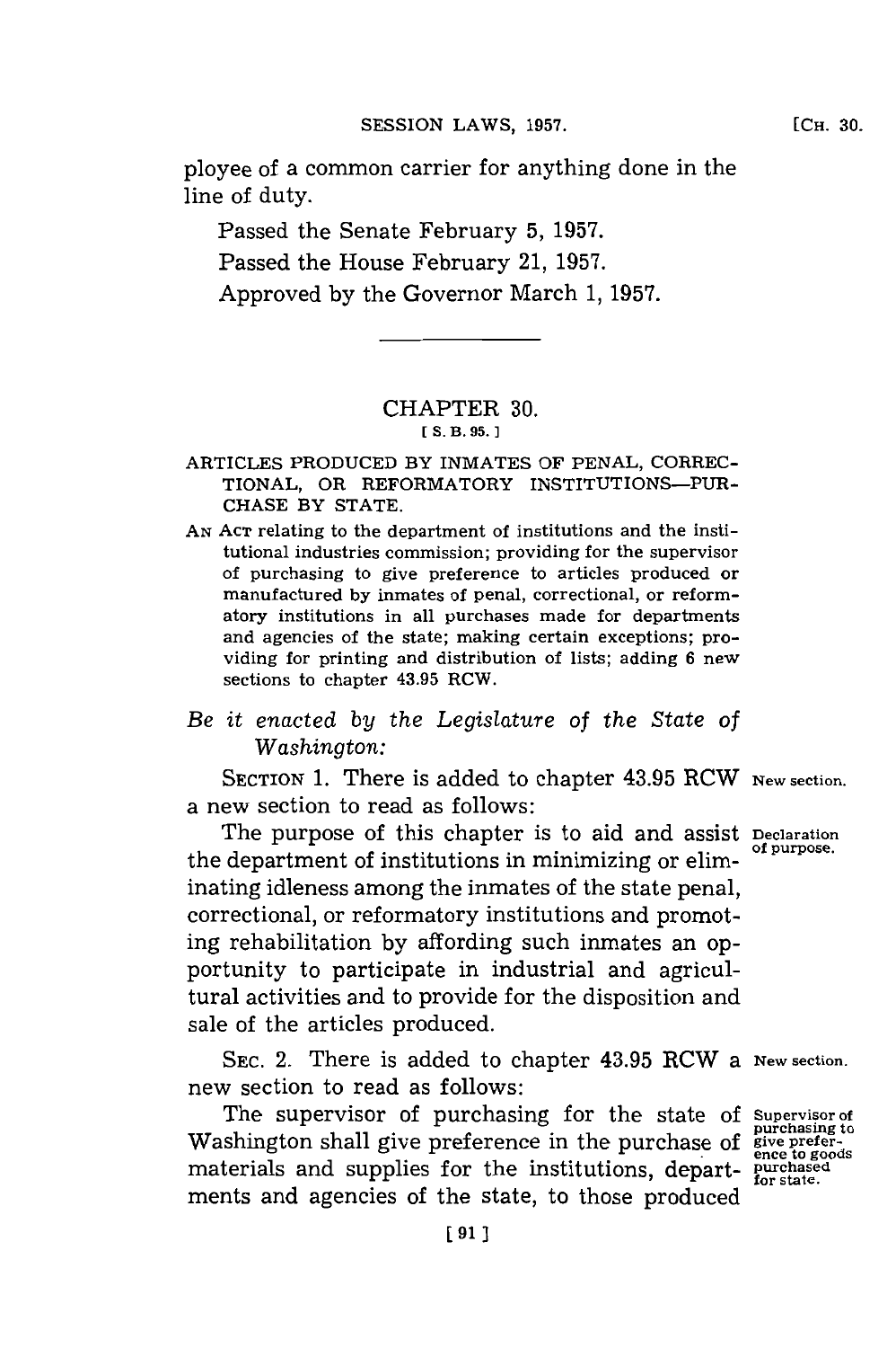ployee of a common carrier for anything done in the line of duty.

Passed the Senate February 5, 1957.

Passed the House February 21, 1957.

Approved by the Governor March 1, 1957.

## CHAPTER 30.

[ S. B. 95. ]

ARTICLES PRODUCED BY INMATES OF PENAL, CORRECTIONAL, OR REFORMATORY INSTITUTIONS—PURCHASE BY STATE.

AN ACT relating to the department of institutions and the institutional industries commission; providing for the supervisor of purchasing to give preference to articles produced or manufactured by inmates of penal, correctional, or reformatory institutions in all purchases made for departments and agencies of the state; making certain exceptions; providing for printing and distribution of lists; adding 6 new sections to chapter 43.95 RCW.

*Be it enacted by the Legislature of the State of Washington:*

SECTION 1. There is added to chapter 43.95 RCW a new section to read as follows: New section.

The purpose of this chapter is to aid and assist the department of institutions in minimizing or eliminating idleness among the inmates of the state penal, correctional, or reformatory institutions and promoting rehabilitation by affording such inmates an opportunity to participate in industrial and agricultural activities and to provide for the disposition and sale of the articles produced. Declaration of purpose.

SEC. 2. There is added to chapter 43.95 RCW a new section to read as follows: New section.

The supervisor of purchasing for the state of Washington shall give preference in the purchase of materials and supplies for the institutions, departments and agencies of the state, to those produced Supervisor of purchasing to give preference to goods purchased for state.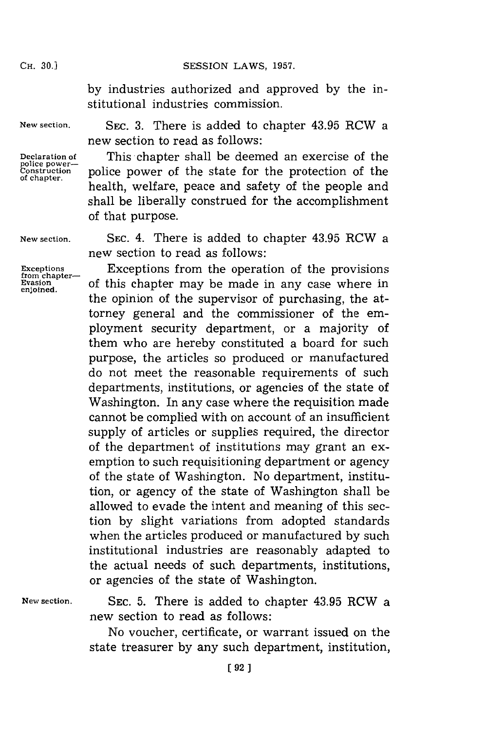by industries authorized and approved by the institutional industries commission.

New section. SEC. 3. There is added to chapter 43.95 RCW a new section to read as follows:

Declaration of police power—Construction of chapter. This chapter shall be deemed an exercise of the police power of the state for the protection of the health, welfare, peace and safety of the people and shall be liberally construed for the accomplishment of that purpose.

New section. SEC. 4. There is added to chapter 43.95 RCW a new section to read as follows:

Exceptions from chapter—Evasion enjoined. Exceptions from the operation of the provisions of this chapter may be made in any case where in the opinion of the supervisor of purchasing, the attorney general and the commissioner of the employment security department, or a majority of them who are hereby constituted a board for such purpose, the articles so produced or manufactured do not meet the reasonable requirements of such departments, institutions, or agencies of the state of Washington. In any case where the requisition made cannot be complied with on account of an insufficient supply of articles or supplies required, the director of the department of institutions may grant an exemption to such requisitioning department or agency of the state of Washington. No department, institution, or agency of the state of Washington shall be allowed to evade the intent and meaning of this section by slight variations from adopted standards when the articles produced or manufactured by such institutional industries are reasonably adapted to the actual needs of such departments, institutions, or agencies of the state of Washington.

New section. SEC. 5. There is added to chapter 43.95 RCW a new section to read as follows:

No voucher, certificate, or warrant issued on the state treasurer by any such department, institution,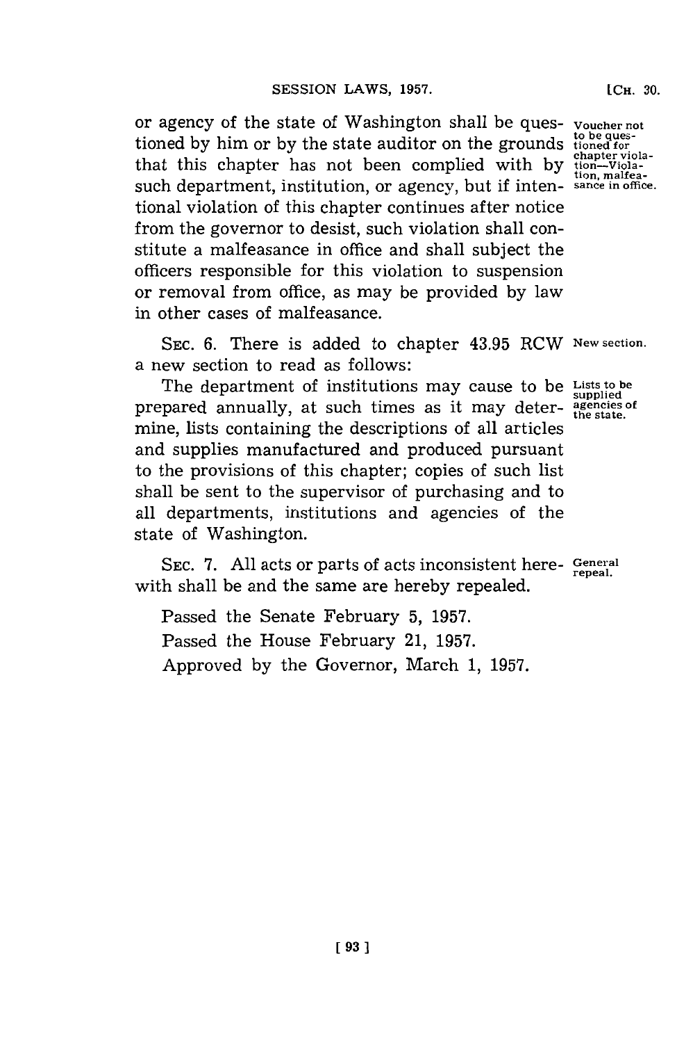or agency of the state of Washington shall be questioned by him or by the state auditor on the grounds that this chapter has not been complied with by such department, institution, or agency, but if intentional violation of this chapter continues after notice from the governor to desist, such violation shall constitute a malfeasance in office and shall subject the officers responsible for this violation to suspension or removal from office, as may be provided by law in other cases of malfeasance.

Voucher not to be questioned for chapter violation—Violation, malfeasance in office.

SEC. 6. There is added to chapter 43.95 RCW a new section to read as follows:

New section.

The department of institutions may cause to be prepared annually, at such times as it may determine, lists containing the descriptions of all articles and supplies manufactured and produced pursuant to the provisions of this chapter; copies of such list shall be sent to the supervisor of purchasing and to all departments, institutions and agencies of the state of Washington.

Lists to be supplied agencies of the state.

SEC. 7. All acts or parts of acts inconsistent herewith shall be and the same are hereby repealed.

General repeal.

Passed the Senate February 5, 1957.

Passed the House February 21, 1957.

Approved by the Governor, March 1, 1957.